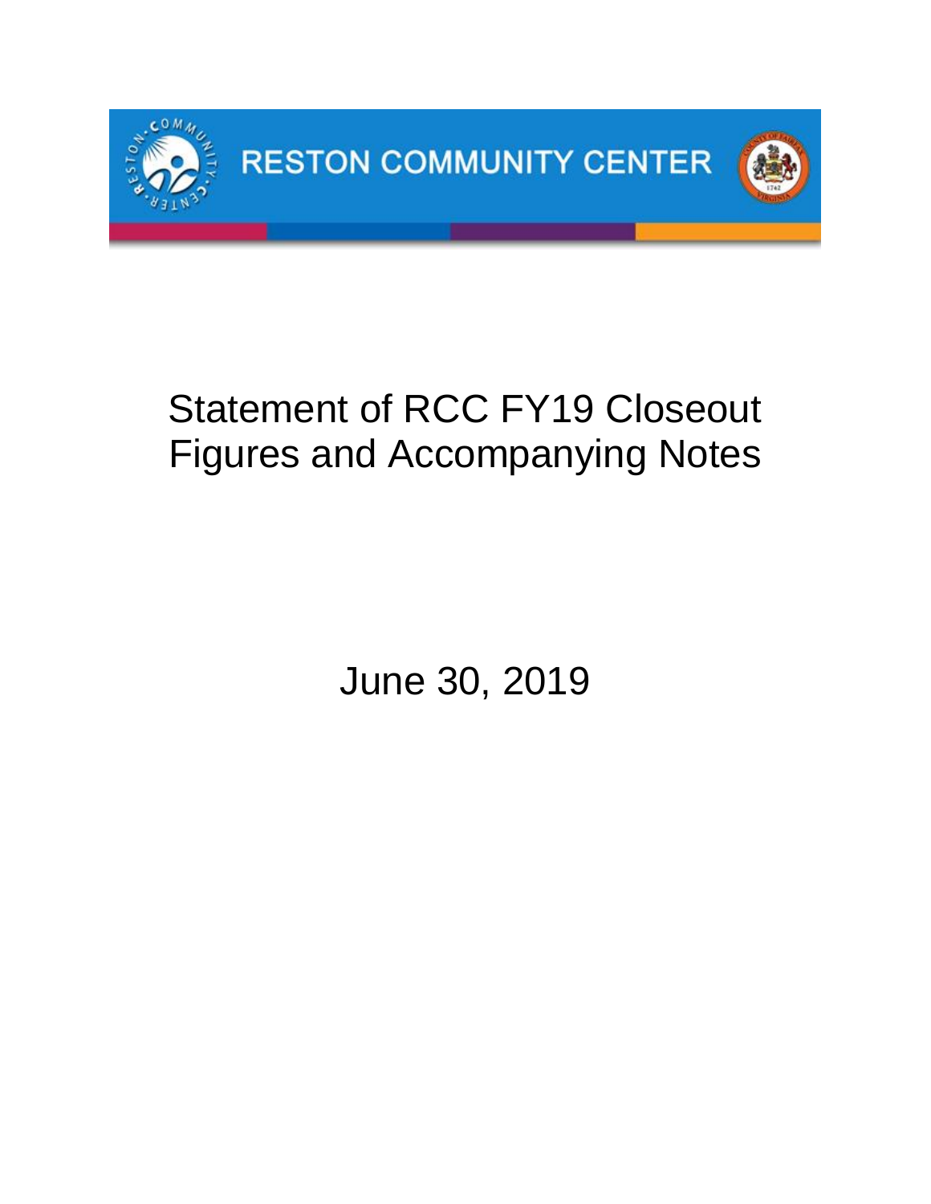RESTON COMMUNITY CENTER

# Statement of RCC FY19 Closeout Figures and Accompanying Notes

June 30, 2019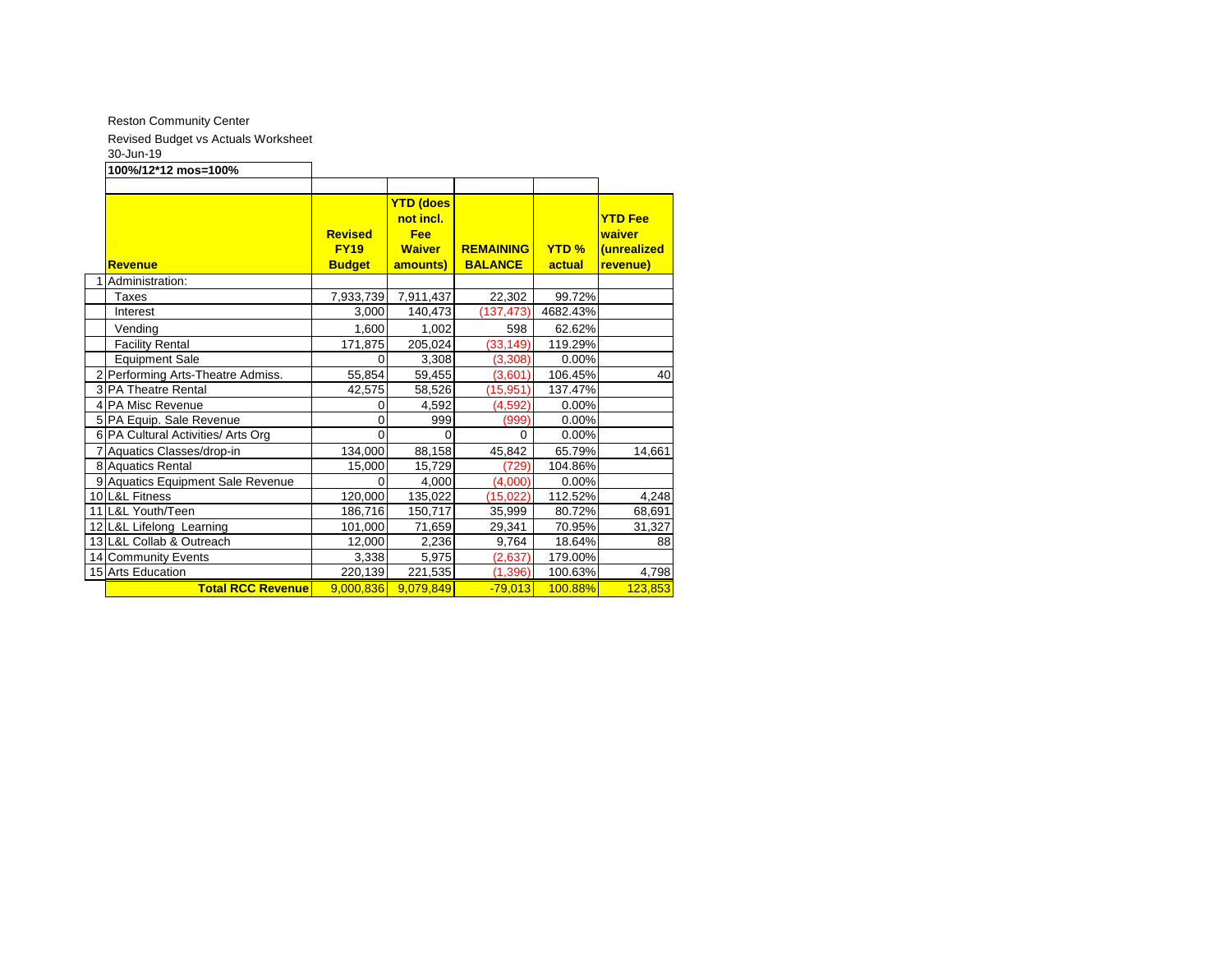Reston Community Center

Revised Budget vs Actuals Worksheet

30-Jun-19

**100%/12*12 mos=100%**

| | **Revenue** | **Revised FY19 Budget** | **YTD (does not incl. Fee Waiver amounts)** | **REMAINING BALANCE** | **YTD % actual** | **YTD Fee waiver (unrealized revenue)** |
|---|---|---|---|---|---|---|
| 1 | Administration: | | | | | |
| | Taxes | 7,933,739 | 7,911,437 | 22,302 | 99.72% | |
| | Interest | 3,000 | 140,473 | (137,473) | 4682.43% | |
| | Vending | 1,600 | 1,002 | 598 | 62.62% | |
| | Facility Rental | 171,875 | 205,024 | (33,149) | 119.29% | |
| | Equipment Sale | 0 | 3,308 | (3,308) | 0.00% | |
| 2 | Performing Arts-Theatre Admiss. | 55,854 | 59,455 | (3,601) | 106.45% | 40 |
| 3 | PA Theatre Rental | 42,575 | 58,526 | (15,951) | 137.47% | |
| 4 | PA Misc Revenue | 0 | 4,592 | (4,592) | 0.00% | |
| 5 | PA Equip. Sale Revenue | 0 | 999 | (999) | 0.00% | |
| 6 | PA Cultural Activities/ Arts Org | 0 | 0 | 0 | 0.00% | |
| 7 | Aquatics Classes/drop-in | 134,000 | 88,158 | 45,842 | 65.79% | 14,661 |
| 8 | Aquatics Rental | 15,000 | 15,729 | (729) | 104.86% | |
| 9 | Aquatics Equipment Sale Revenue | 0 | 4,000 | (4,000) | 0.00% | |
| 10 | L&L Fitness | 120,000 | 135,022 | (15,022) | 112.52% | 4,248 |
| 11 | L&L Youth/Teen | 186,716 | 150,717 | 35,999 | 80.72% | 68,691 |
| 12 | L&L Lifelong Learning | 101,000 | 71,659 | 29,341 | 70.95% | 31,327 |
| 13 | L&L Collab & Outreach | 12,000 | 2,236 | 9,764 | 18.64% | 88 |
| 14 | Community Events | 3,338 | 5,975 | (2,637) | 179.00% | |
| 15 | Arts Education | 220,139 | 221,535 | (1,396) | 100.63% | 4,798 |
| | **Total RCC Revenue** | 9,000,836 | 9,079,849 | -79,013 | 100.88% | 123,853 |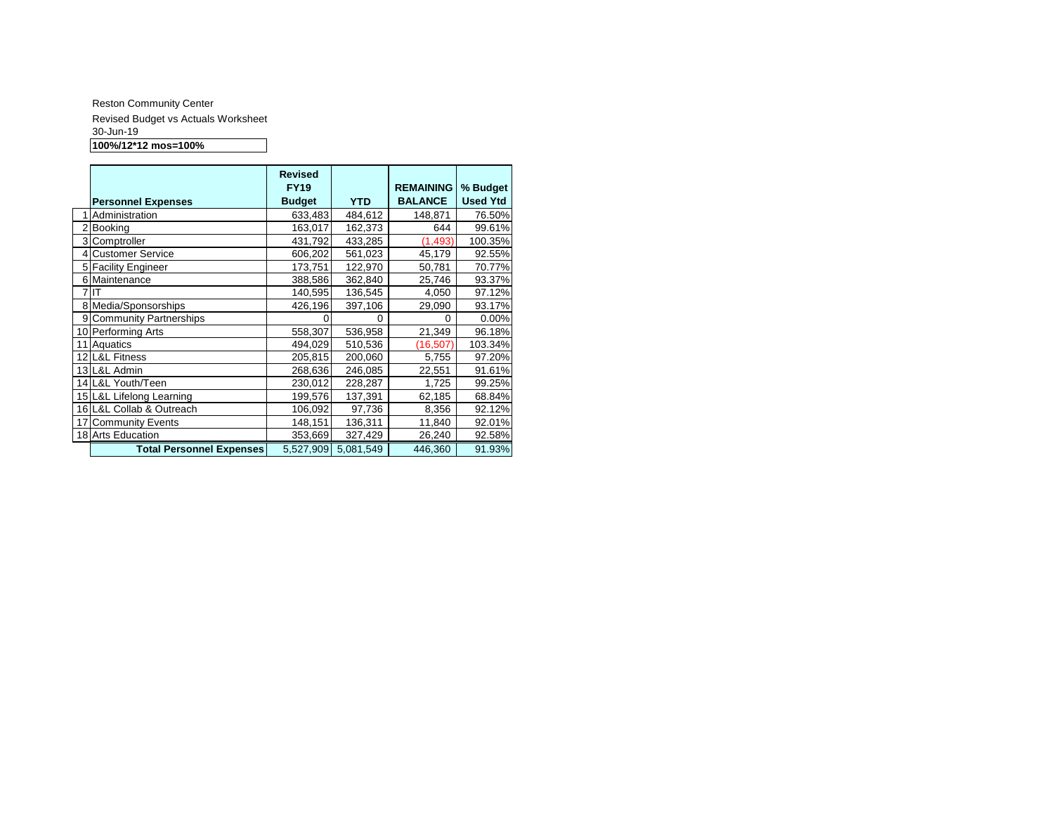Reston Community Center

Revised Budget vs Actuals Worksheet

30-Jun-19

**100%/12*12 mos=100%**

| | Personnel Expenses | Revised FY19 Budget | YTD | REMAINING BALANCE | % Budget Used Ytd |
|---|---|---|---|---|---|
| 1 | Administration | 633,483 | 484,612 | 148,871 | 76.50% |
| 2 | Booking | 163,017 | 162,373 | 644 | 99.61% |
| 3 | Comptroller | 431,792 | 433,285 | (1,493) | 100.35% |
| 4 | Customer Service | 606,202 | 561,023 | 45,179 | 92.55% |
| 5 | Facility Engineer | 173,751 | 122,970 | 50,781 | 70.77% |
| 6 | Maintenance | 388,586 | 362,840 | 25,746 | 93.37% |
| 7 | IT | 140,595 | 136,545 | 4,050 | 97.12% |
| 8 | Media/Sponsorships | 426,196 | 397,106 | 29,090 | 93.17% |
| 9 | Community Partnerships | 0 | 0 | 0 | 0.00% |
| 10 | Performing Arts | 558,307 | 536,958 | 21,349 | 96.18% |
| 11 | Aquatics | 494,029 | 510,536 | (16,507) | 103.34% |
| 12 | L&L Fitness | 205,815 | 200,060 | 5,755 | 97.20% |
| 13 | L&L Admin | 268,636 | 246,085 | 22,551 | 91.61% |
| 14 | L&L Youth/Teen | 230,012 | 228,287 | 1,725 | 99.25% |
| 15 | L&L Lifelong Learning | 199,576 | 137,391 | 62,185 | 68.84% |
| 16 | L&L Collab & Outreach | 106,092 | 97,736 | 8,356 | 92.12% |
| 17 | Community Events | 148,151 | 136,311 | 11,840 | 92.01% |
| 18 | Arts Education | 353,669 | 327,429 | 26,240 | 92.58% |
| | **Total Personnel Expenses** | 5,527,909 | 5,081,549 | 446,360 | 91.93% |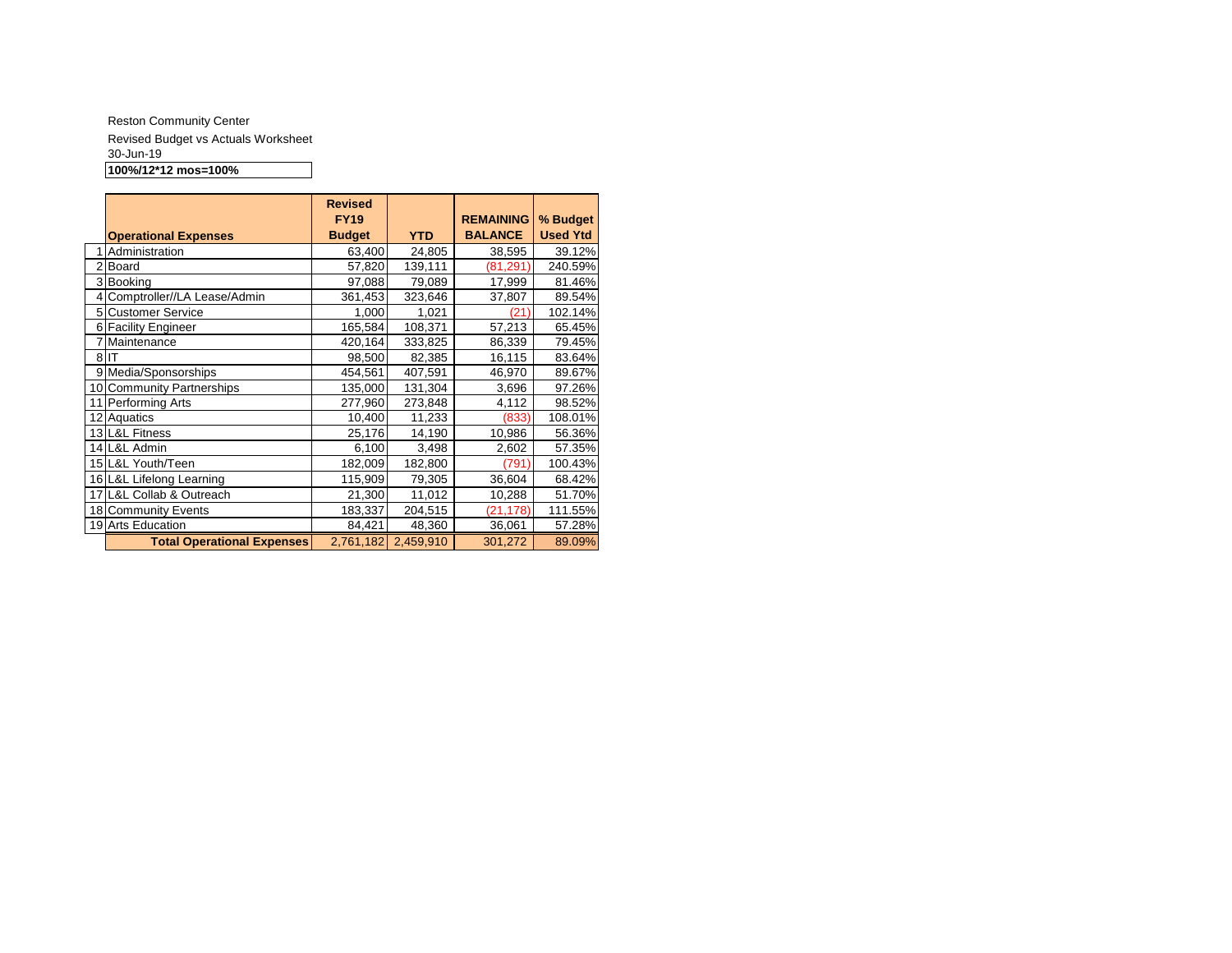Reston Community Center

Revised Budget vs Actuals Worksheet

30-Jun-19

**100%/12*12 mos=100%**

| | **Operational Expenses** | **Revised FY19 Budget** | **YTD** | **REMAINING BALANCE** | **% Budget Used Ytd** |
|---|---|---|---|---|---|
| 1 | Administration | 63,400 | 24,805 | 38,595 | 39.12% |
| 2 | Board | 57,820 | 139,111 | (81,291) | 240.59% |
| 3 | Booking | 97,088 | 79,089 | 17,999 | 81.46% |
| 4 | Comptroller//LA Lease/Admin | 361,453 | 323,646 | 37,807 | 89.54% |
| 5 | Customer Service | 1,000 | 1,021 | (21) | 102.14% |
| 6 | Facility Engineer | 165,584 | 108,371 | 57,213 | 65.45% |
| 7 | Maintenance | 420,164 | 333,825 | 86,339 | 79.45% |
| 8 | IT | 98,500 | 82,385 | 16,115 | 83.64% |
| 9 | Media/Sponsorships | 454,561 | 407,591 | 46,970 | 89.67% |
| 10 | Community Partnerships | 135,000 | 131,304 | 3,696 | 97.26% |
| 11 | Performing Arts | 277,960 | 273,848 | 4,112 | 98.52% |
| 12 | Aquatics | 10,400 | 11,233 | (833) | 108.01% |
| 13 | L&L Fitness | 25,176 | 14,190 | 10,986 | 56.36% |
| 14 | L&L Admin | 6,100 | 3,498 | 2,602 | 57.35% |
| 15 | L&L Youth/Teen | 182,009 | 182,800 | (791) | 100.43% |
| 16 | L&L Lifelong Learning | 115,909 | 79,305 | 36,604 | 68.42% |
| 17 | L&L Collab & Outreach | 21,300 | 11,012 | 10,288 | 51.70% |
| 18 | Community Events | 183,337 | 204,515 | (21,178) | 111.55% |
| 19 | Arts Education | 84,421 | 48,360 | 36,061 | 57.28% |
| | **Total Operational Expenses** | 2,761,182 | 2,459,910 | 301,272 | 89.09% |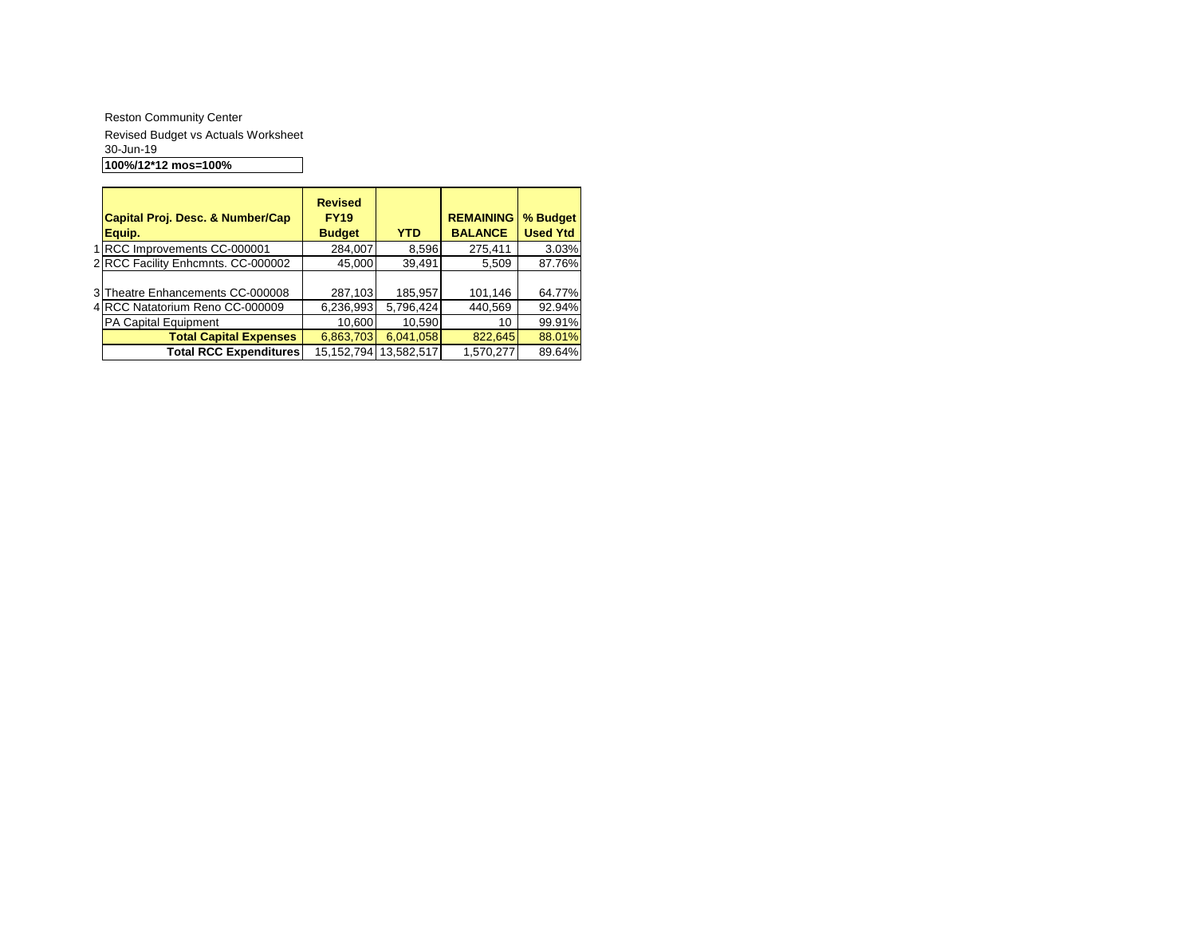Reston Community Center

Revised Budget vs Actuals Worksheet

30-Jun-19

**100%/12*12 mos=100%**

| | **Capital Proj. Desc. & Number/Cap Equip.** | **Revised FY19 Budget** | **YTD** | **REMAINING BALANCE** | **% Budget Used Ytd** |
|---|---|---|---|---|---|
| 1 | RCC Improvements CC-000001 | 284,007 | 8,596 | 275,411 | 3.03% |
| 2 | RCC Facility Enhcmnts. CC-000002 | 45,000 | 39,491 | 5,509 | 87.76% |
| 3 | Theatre Enhancements CC-000008 | 287,103 | 185,957 | 101,146 | 64.77% |
| 4 | RCC Natatorium Reno CC-000009 | 6,236,993 | 5,796,424 | 440,569 | 92.94% |
| | PA Capital Equipment | 10,600 | 10,590 | 10 | 99.91% |
| | **Total Capital Expenses** | 6,863,703 | 6,041,058 | 822,645 | 88.01% |
| | **Total RCC Expenditures** | 15,152,794 | 13,582,517 | 1,570,277 | 89.64% |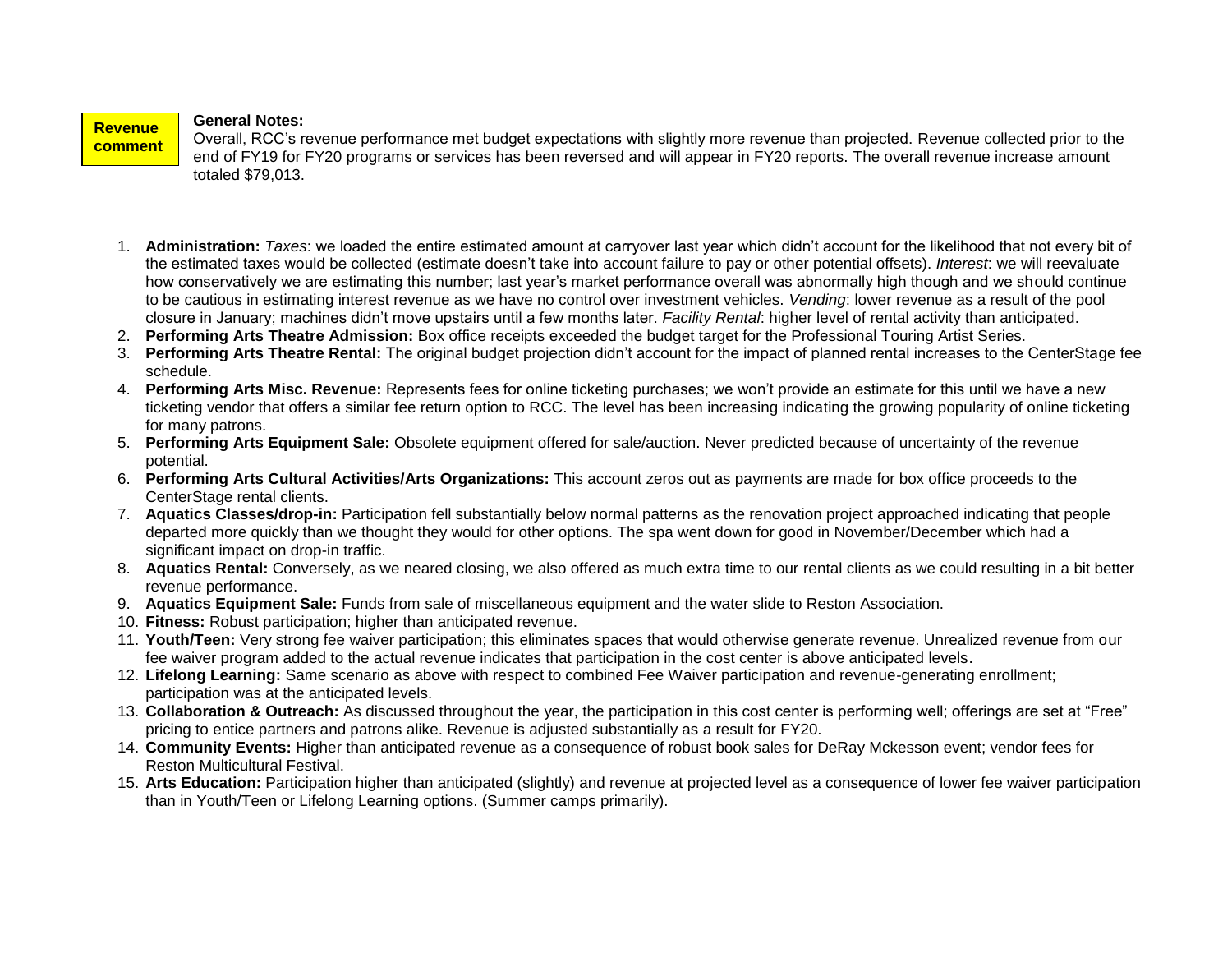**Revenue comment**

**General Notes:**
Overall, RCC's revenue performance met budget expectations with slightly more revenue than projected. Revenue collected prior to the end of FY19 for FY20 programs or services has been reversed and will appear in FY20 reports. The overall revenue increase amount totaled $79,013.

1. **Administration:** *Taxes*: we loaded the entire estimated amount at carryover last year which didn't account for the likelihood that not every bit of the estimated taxes would be collected (estimate doesn't take into account failure to pay or other potential offsets). *Interest*: we will reevaluate how conservatively we are estimating this number; last year's market performance overall was abnormally high though and we should continue to be cautious in estimating interest revenue as we have no control over investment vehicles. *Vending*: lower revenue as a result of the pool closure in January; machines didn't move upstairs until a few months later. *Facility Rental*: higher level of rental activity than anticipated.
2. **Performing Arts Theatre Admission:** Box office receipts exceeded the budget target for the Professional Touring Artist Series.
3. **Performing Arts Theatre Rental:** The original budget projection didn't account for the impact of planned rental increases to the CenterStage fee schedule.
4. **Performing Arts Misc. Revenue:** Represents fees for online ticketing purchases; we won't provide an estimate for this until we have a new ticketing vendor that offers a similar fee return option to RCC. The level has been increasing indicating the growing popularity of online ticketing for many patrons.
5. **Performing Arts Equipment Sale:** Obsolete equipment offered for sale/auction. Never predicted because of uncertainty of the revenue potential.
6. **Performing Arts Cultural Activities/Arts Organizations:** This account zeros out as payments are made for box office proceeds to the CenterStage rental clients.
7. **Aquatics Classes/drop-in:** Participation fell substantially below normal patterns as the renovation project approached indicating that people departed more quickly than we thought they would for other options. The spa went down for good in November/December which had a significant impact on drop-in traffic.
8. **Aquatics Rental:** Conversely, as we neared closing, we also offered as much extra time to our rental clients as we could resulting in a bit better revenue performance.
9. **Aquatics Equipment Sale:** Funds from sale of miscellaneous equipment and the water slide to Reston Association.
10. **Fitness:** Robust participation; higher than anticipated revenue.
11. **Youth/Teen:** Very strong fee waiver participation; this eliminates spaces that would otherwise generate revenue. Unrealized revenue from our fee waiver program added to the actual revenue indicates that participation in the cost center is above anticipated levels.
12. **Lifelong Learning:** Same scenario as above with respect to combined Fee Waiver participation and revenue-generating enrollment; participation was at the anticipated levels.
13. **Collaboration & Outreach:** As discussed throughout the year, the participation in this cost center is performing well; offerings are set at "Free" pricing to entice partners and patrons alike. Revenue is adjusted substantially as a result for FY20.
14. **Community Events:** Higher than anticipated revenue as a consequence of robust book sales for DeRay Mckesson event; vendor fees for Reston Multicultural Festival.
15. **Arts Education:** Participation higher than anticipated (slightly) and revenue at projected level as a consequence of lower fee waiver participation than in Youth/Teen or Lifelong Learning options. (Summer camps primarily).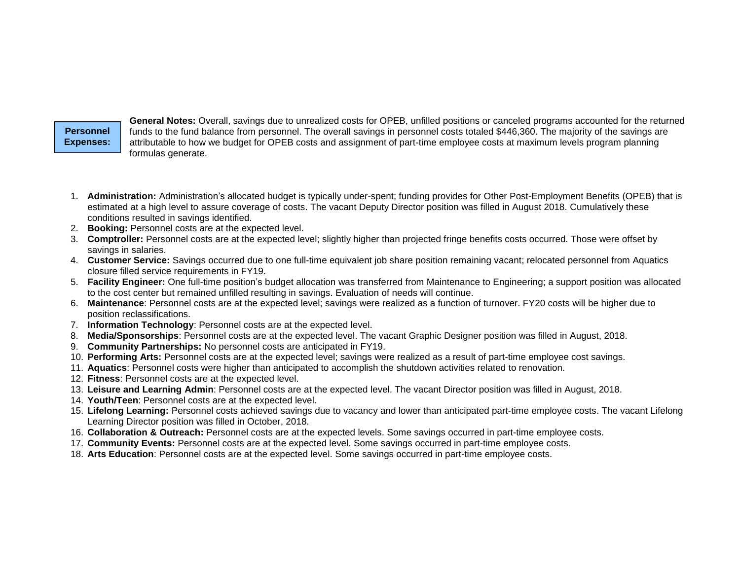**Personnel Expenses:**

**General Notes:** Overall, savings due to unrealized costs for OPEB, unfilled positions or canceled programs accounted for the returned funds to the fund balance from personnel. The overall savings in personnel costs totaled $446,360. The majority of the savings are attributable to how we budget for OPEB costs and assignment of part-time employee costs at maximum levels program planning formulas generate.

1. **Administration:** Administration's allocated budget is typically under-spent; funding provides for Other Post-Employment Benefits (OPEB) that is estimated at a high level to assure coverage of costs. The vacant Deputy Director position was filled in August 2018. Cumulatively these conditions resulted in savings identified.
2. **Booking:** Personnel costs are at the expected level.
3. **Comptroller:** Personnel costs are at the expected level; slightly higher than projected fringe benefits costs occurred. Those were offset by savings in salaries.
4. **Customer Service:** Savings occurred due to one full-time equivalent job share position remaining vacant; relocated personnel from Aquatics closure filled service requirements in FY19.
5. **Facility Engineer:** One full-time position's budget allocation was transferred from Maintenance to Engineering; a support position was allocated to the cost center but remained unfilled resulting in savings. Evaluation of needs will continue.
6. **Maintenance**: Personnel costs are at the expected level; savings were realized as a function of turnover. FY20 costs will be higher due to position reclassifications.
7. **Information Technology**: Personnel costs are at the expected level.
8. **Media/Sponsorships**: Personnel costs are at the expected level. The vacant Graphic Designer position was filled in August, 2018.
9. **Community Partnerships:** No personnel costs are anticipated in FY19.
10. **Performing Arts:** Personnel costs are at the expected level; savings were realized as a result of part-time employee cost savings.
11. **Aquatics**: Personnel costs were higher than anticipated to accomplish the shutdown activities related to renovation.
12. **Fitness**: Personnel costs are at the expected level.
13. **Leisure and Learning Admin**: Personnel costs are at the expected level. The vacant Director position was filled in August, 2018.
14. **Youth/Teen**: Personnel costs are at the expected level.
15. **Lifelong Learning:** Personnel costs achieved savings due to vacancy and lower than anticipated part-time employee costs. The vacant Lifelong Learning Director position was filled in October, 2018.
16. **Collaboration & Outreach:** Personnel costs are at the expected levels. Some savings occurred in part-time employee costs.
17. **Community Events:** Personnel costs are at the expected level. Some savings occurred in part-time employee costs.
18. **Arts Education**: Personnel costs are at the expected level. Some savings occurred in part-time employee costs.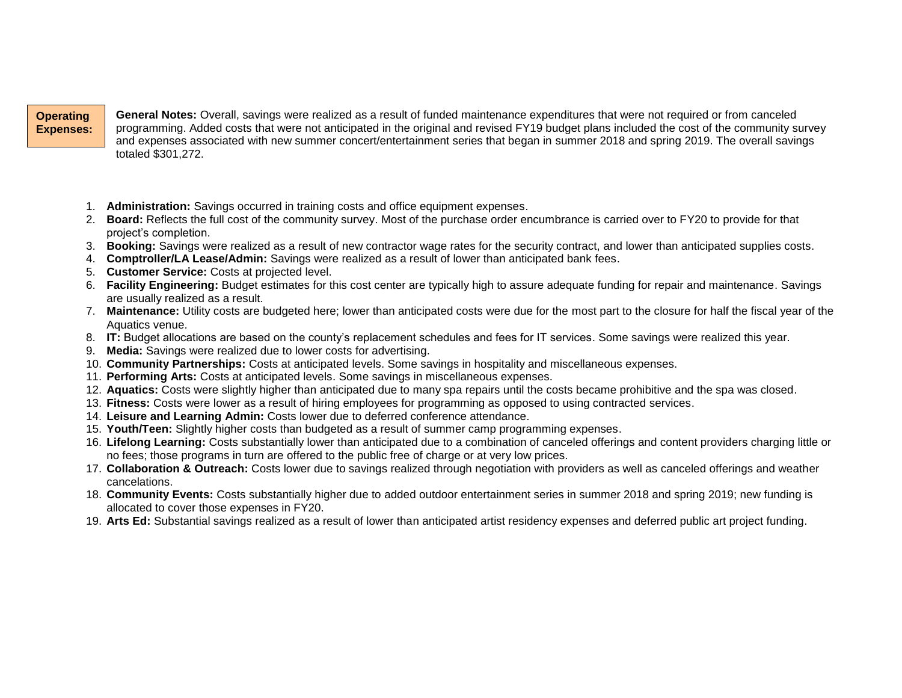**Operating Expenses:**

**General Notes:** Overall, savings were realized as a result of funded maintenance expenditures that were not required or from canceled programming. Added costs that were not anticipated in the original and revised FY19 budget plans included the cost of the community survey and expenses associated with new summer concert/entertainment series that began in summer 2018 and spring 2019. The overall savings totaled $301,272.

1. **Administration:** Savings occurred in training costs and office equipment expenses.
2. **Board:** Reflects the full cost of the community survey. Most of the purchase order encumbrance is carried over to FY20 to provide for that project's completion.
3. **Booking:** Savings were realized as a result of new contractor wage rates for the security contract, and lower than anticipated supplies costs.
4. **Comptroller/LA Lease/Admin:** Savings were realized as a result of lower than anticipated bank fees.
5. **Customer Service:** Costs at projected level.
6. **Facility Engineering:** Budget estimates for this cost center are typically high to assure adequate funding for repair and maintenance. Savings are usually realized as a result.
7. **Maintenance:** Utility costs are budgeted here; lower than anticipated costs were due for the most part to the closure for half the fiscal year of the Aquatics venue.
8. **IT:** Budget allocations are based on the county's replacement schedules and fees for IT services. Some savings were realized this year.
9. **Media:** Savings were realized due to lower costs for advertising.
10. **Community Partnerships:** Costs at anticipated levels. Some savings in hospitality and miscellaneous expenses.
11. **Performing Arts:** Costs at anticipated levels. Some savings in miscellaneous expenses.
12. **Aquatics:** Costs were slightly higher than anticipated due to many spa repairs until the costs became prohibitive and the spa was closed.
13. **Fitness:** Costs were lower as a result of hiring employees for programming as opposed to using contracted services.
14. **Leisure and Learning Admin:** Costs lower due to deferred conference attendance.
15. **Youth/Teen:** Slightly higher costs than budgeted as a result of summer camp programming expenses.
16. **Lifelong Learning:** Costs substantially lower than anticipated due to a combination of canceled offerings and content providers charging little or no fees; those programs in turn are offered to the public free of charge or at very low prices.
17. **Collaboration & Outreach:** Costs lower due to savings realized through negotiation with providers as well as canceled offerings and weather cancelations.
18. **Community Events:** Costs substantially higher due to added outdoor entertainment series in summer 2018 and spring 2019; new funding is allocated to cover those expenses in FY20.
19. **Arts Ed:** Substantial savings realized as a result of lower than anticipated artist residency expenses and deferred public art project funding.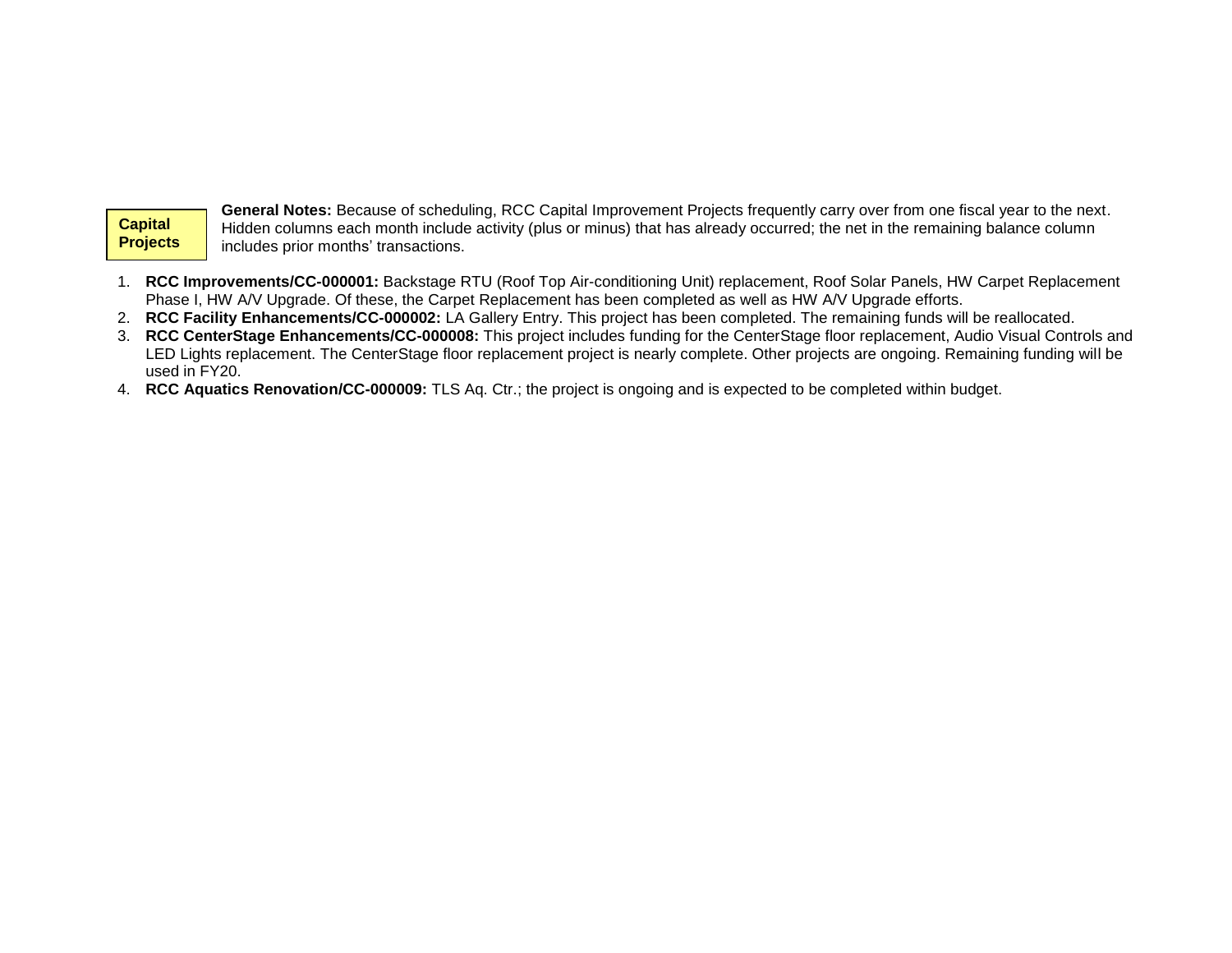**Capital Projects**

**General Notes:** Because of scheduling, RCC Capital Improvement Projects frequently carry over from one fiscal year to the next. Hidden columns each month include activity (plus or minus) that has already occurred; the net in the remaining balance column includes prior months' transactions.

1. **RCC Improvements/CC-000001:** Backstage RTU (Roof Top Air-conditioning Unit) replacement, Roof Solar Panels, HW Carpet Replacement Phase I, HW A/V Upgrade. Of these, the Carpet Replacement has been completed as well as HW A/V Upgrade efforts.
2. **RCC Facility Enhancements/CC-000002:** LA Gallery Entry. This project has been completed. The remaining funds will be reallocated.
3. **RCC CenterStage Enhancements/CC-000008:** This project includes funding for the CenterStage floor replacement, Audio Visual Controls and LED Lights replacement. The CenterStage floor replacement project is nearly complete. Other projects are ongoing. Remaining funding will be used in FY20.
4. **RCC Aquatics Renovation/CC-000009:** TLS Aq. Ctr.; the project is ongoing and is expected to be completed within budget.